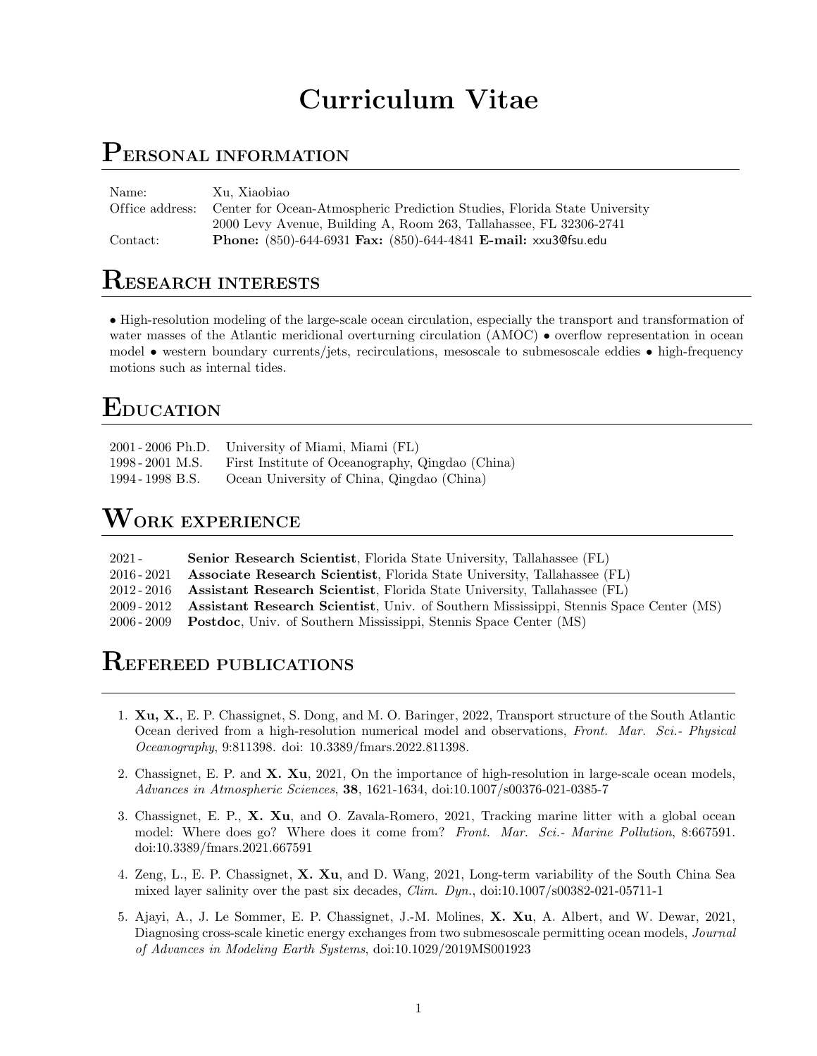# Curriculum Vitae

## Personal information

| | |
|---|---|
| Name: | Xu, Xiaobiao |
| Office address: | Center for Ocean-Atmospheric Prediction Studies, Florida State University<br>2000 Levy Avenue, Building A, Room 263, Tallahassee, FL 32306-2741 |
| Contact: | **Phone:** (850)-644-6931 **Fax:** (850)-644-4841 **E-mail:** xxu3@fsu.edu |

## Research interests

• High-resolution modeling of the large-scale ocean circulation, especially the transport and transformation of water masses of the Atlantic meridional overturning circulation (AMOC) • overflow representation in ocean model • western boundary currents/jets, recirculations, mesoscale to submesoscale eddies • high-frequency motions such as internal tides.

## Education

| | |
|---|---|
| 2001 - 2006 Ph.D. | University of Miami, Miami (FL) |
| 1998 - 2001 M.S. | First Institute of Oceanography, Qingdao (China) |
| 1994 - 1998 B.S. | Ocean University of China, Qingdao (China) |

## Work experience

| | |
|---|---|
| 2021 - | **Senior Research Scientist**, Florida State University, Tallahassee (FL) |
| 2016 - 2021 | **Associate Research Scientist**, Florida State University, Tallahassee (FL) |
| 2012 - 2016 | **Assistant Research Scientist**, Florida State University, Tallahassee (FL) |
| 2009 - 2012 | **Assistant Research Scientist**, Univ. of Southern Mississippi, Stennis Space Center (MS) |
| 2006 - 2009 | **Postdoc**, Univ. of Southern Mississippi, Stennis Space Center (MS) |

## Refereed publications

1. **Xu, X.**, E. P. Chassignet, S. Dong, and M. O. Baringer, 2022, Transport structure of the South Atlantic Ocean derived from a high-resolution numerical model and observations, *Front. Mar. Sci.- Physical Oceanography*, 9:811398. doi: 10.3389/fmars.2022.811398.

2. Chassignet, E. P. and **X. Xu**, 2021, On the importance of high-resolution in large-scale ocean models, *Advances in Atmospheric Sciences*, **38**, 1621-1634, doi:10.1007/s00376-021-0385-7

3. Chassignet, E. P., **X. Xu**, and O. Zavala-Romero, 2021, Tracking marine litter with a global ocean model: Where does go? Where does it come from? *Front. Mar. Sci.- Marine Pollution*, 8:667591. doi:10.3389/fmars.2021.667591

4. Zeng, L., E. P. Chassignet, **X. Xu**, and D. Wang, 2021, Long-term variability of the South China Sea mixed layer salinity over the past six decades, *Clim. Dyn.*, doi:10.1007/s00382-021-05711-1

5. Ajayi, A., J. Le Sommer, E. P. Chassignet, J.-M. Molines, **X. Xu**, A. Albert, and W. Dewar, 2021, Diagnosing cross-scale kinetic energy exchanges from two submesoscale permitting ocean models, *Journal of Advances in Modeling Earth Systems*, doi:10.1029/2019MS001923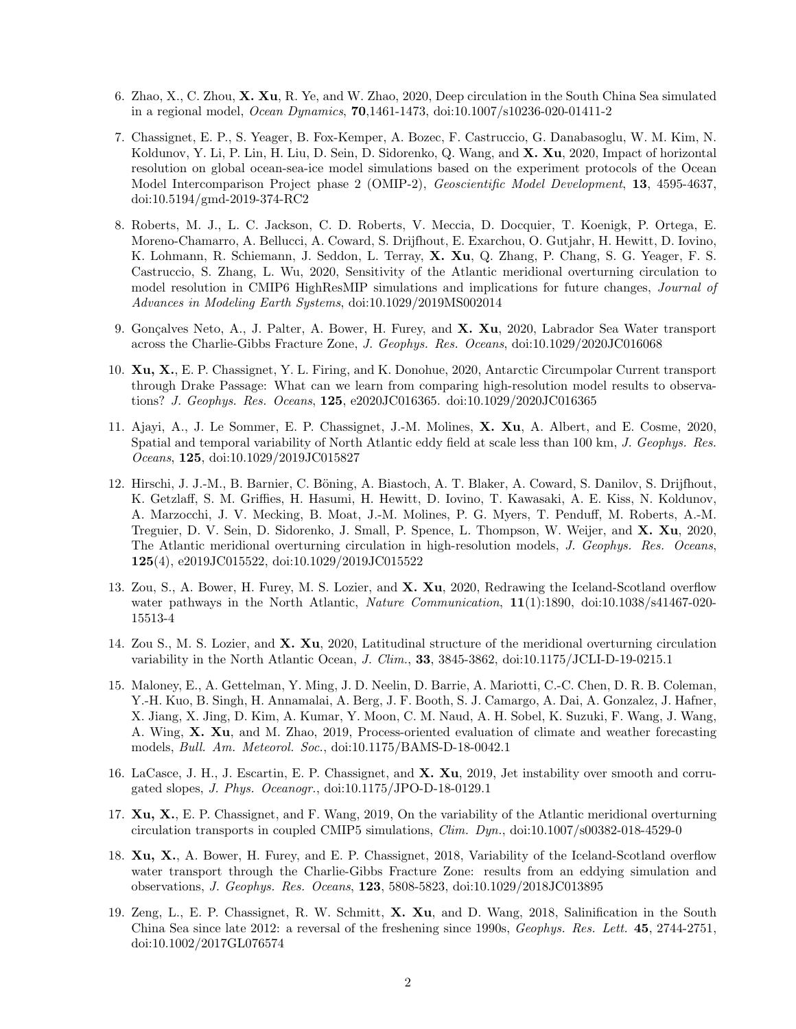6. Zhao, X., C. Zhou, **X. Xu**, R. Ye, and W. Zhao, 2020, Deep circulation in the South China Sea simulated in a regional model, *Ocean Dynamics*, **70**,1461-1473, doi:10.1007/s10236-020-01411-2

7. Chassignet, E. P., S. Yeager, B. Fox-Kemper, A. Bozec, F. Castruccio, G. Danabasoglu, W. M. Kim, N. Koldunov, Y. Li, P. Lin, H. Liu, D. Sein, D. Sidorenko, Q. Wang, and **X. Xu**, 2020, Impact of horizontal resolution on global ocean-sea-ice model simulations based on the experiment protocols of the Ocean Model Intercomparison Project phase 2 (OMIP-2), *Geoscientific Model Development*, **13**, 4595-4637, doi:10.5194/gmd-2019-374-RC2

8. Roberts, M. J., L. C. Jackson, C. D. Roberts, V. Meccia, D. Docquier, T. Koenigk, P. Ortega, E. Moreno-Chamarro, A. Bellucci, A. Coward, S. Drijfhout, E. Exarchou, O. Gutjahr, H. Hewitt, D. Iovino, K. Lohmann, R. Schiemann, J. Seddon, L. Terray, **X. Xu**, Q. Zhang, P. Chang, S. G. Yeager, F. S. Castruccio, S. Zhang, L. Wu, 2020, Sensitivity of the Atlantic meridional overturning circulation to model resolution in CMIP6 HighResMIP simulations and implications for future changes, *Journal of Advances in Modeling Earth Systems*, doi:10.1029/2019MS002014

9. Gonçalves Neto, A., J. Palter, A. Bower, H. Furey, and **X. Xu**, 2020, Labrador Sea Water transport across the Charlie-Gibbs Fracture Zone, *J. Geophys. Res. Oceans*, doi:10.1029/2020JC016068

10. **Xu, X.**, E. P. Chassignet, Y. L. Firing, and K. Donohue, 2020, Antarctic Circumpolar Current transport through Drake Passage: What can we learn from comparing high-resolution model results to observations? *J. Geophys. Res. Oceans*, **125**, e2020JC016365. doi:10.1029/2020JC016365

11. Ajayi, A., J. Le Sommer, E. P. Chassignet, J.-M. Molines, **X. Xu**, A. Albert, and E. Cosme, 2020, Spatial and temporal variability of North Atlantic eddy field at scale less than 100 km, *J. Geophys. Res. Oceans*, **125**, doi:10.1029/2019JC015827

12. Hirschi, J. J.-M., B. Barnier, C. Böning, A. Biastoch, A. T. Blaker, A. Coward, S. Danilov, S. Drijfhout, K. Getzlaff, S. M. Griffies, H. Hasumi, H. Hewitt, D. Iovino, T. Kawasaki, A. E. Kiss, N. Koldunov, A. Marzocchi, J. V. Mecking, B. Moat, J.-M. Molines, P. G. Myers, T. Penduff, M. Roberts, A.-M. Treguier, D. V. Sein, D. Sidorenko, J. Small, P. Spence, L. Thompson, W. Weijer, and **X. Xu**, 2020, The Atlantic meridional overturning circulation in high-resolution models, *J. Geophys. Res. Oceans*, **125**(4), e2019JC015522, doi:10.1029/2019JC015522

13. Zou, S., A. Bower, H. Furey, M. S. Lozier, and **X. Xu**, 2020, Redrawing the Iceland-Scotland overflow water pathways in the North Atlantic, *Nature Communication*, **11**(1):1890, doi:10.1038/s41467-020-15513-4

14. Zou S., M. S. Lozier, and **X. Xu**, 2020, Latitudinal structure of the meridional overturning circulation variability in the North Atlantic Ocean, *J. Clim.*, **33**, 3845-3862, doi:10.1175/JCLI-D-19-0215.1

15. Maloney, E., A. Gettelman, Y. Ming, J. D. Neelin, D. Barrie, A. Mariotti, C.-C. Chen, D. R. B. Coleman, Y.-H. Kuo, B. Singh, H. Annamalai, A. Berg, J. F. Booth, S. J. Camargo, A. Dai, A. Gonzalez, J. Hafner, X. Jiang, X. Jing, D. Kim, A. Kumar, Y. Moon, C. M. Naud, A. H. Sobel, K. Suzuki, F. Wang, J. Wang, A. Wing, **X. Xu**, and M. Zhao, 2019, Process-oriented evaluation of climate and weather forecasting models, *Bull. Am. Meteorol. Soc.*, doi:10.1175/BAMS-D-18-0042.1

16. LaCasce, J. H., J. Escartin, E. P. Chassignet, and **X. Xu**, 2019, Jet instability over smooth and corrugated slopes, *J. Phys. Oceanogr.*, doi:10.1175/JPO-D-18-0129.1

17. **Xu, X.**, E. P. Chassignet, and F. Wang, 2019, On the variability of the Atlantic meridional overturning circulation transports in coupled CMIP5 simulations, *Clim. Dyn.*, doi:10.1007/s00382-018-4529-0

18. **Xu, X.**, A. Bower, H. Furey, and E. P. Chassignet, 2018, Variability of the Iceland-Scotland overflow water transport through the Charlie-Gibbs Fracture Zone: results from an eddying simulation and observations, *J. Geophys. Res. Oceans*, **123**, 5808-5823, doi:10.1029/2018JC013895

19. Zeng, L., E. P. Chassignet, R. W. Schmitt, **X. Xu**, and D. Wang, 2018, Salinification in the South China Sea since late 2012: a reversal of the freshening since 1990s, *Geophys. Res. Lett.* **45**, 2744-2751, doi:10.1002/2017GL076574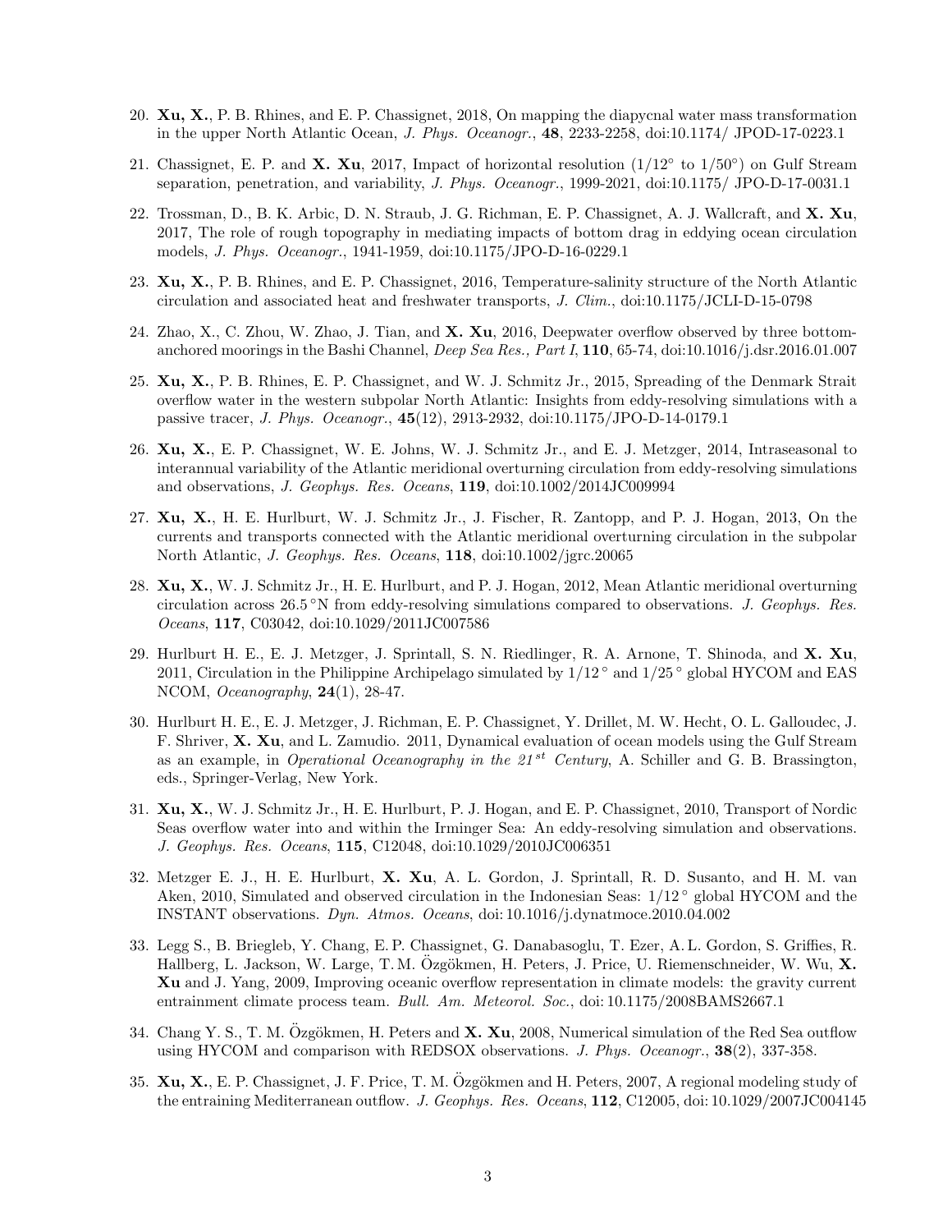20. **Xu, X.**, P. B. Rhines, and E. P. Chassignet, 2018, On mapping the diapycnal water mass transformation in the upper North Atlantic Ocean, *J. Phys. Oceanogr.*, **48**, 2233-2258, doi:10.1174/ JPOD-17-0223.1

21. Chassignet, E. P. and **X. Xu**, 2017, Impact of horizontal resolution (1/12° to 1/50°) on Gulf Stream separation, penetration, and variability, *J. Phys. Oceanogr.*, 1999-2021, doi:10.1175/ JPO-D-17-0031.1

22. Trossman, D., B. K. Arbic, D. N. Straub, J. G. Richman, E. P. Chassignet, A. J. Wallcraft, and **X. Xu**, 2017, The role of rough topography in mediating impacts of bottom drag in eddying ocean circulation models, *J. Phys. Oceanogr.*, 1941-1959, doi:10.1175/JPO-D-16-0229.1

23. **Xu, X.**, P. B. Rhines, and E. P. Chassignet, 2016, Temperature-salinity structure of the North Atlantic circulation and associated heat and freshwater transports, *J. Clim.*, doi:10.1175/JCLI-D-15-0798

24. Zhao, X., C. Zhou, W. Zhao, J. Tian, and **X. Xu**, 2016, Deepwater overflow observed by three bottom-anchored moorings in the Bashi Channel, *Deep Sea Res., Part I*, **110**, 65-74, doi:10.1016/j.dsr.2016.01.007

25. **Xu, X.**, P. B. Rhines, E. P. Chassignet, and W. J. Schmitz Jr., 2015, Spreading of the Denmark Strait overflow water in the western subpolar North Atlantic: Insights from eddy-resolving simulations with a passive tracer, *J. Phys. Oceanogr.*, **45**(12), 2913-2932, doi:10.1175/JPO-D-14-0179.1

26. **Xu, X.**, E. P. Chassignet, W. E. Johns, W. J. Schmitz Jr., and E. J. Metzger, 2014, Intraseasonal to interannual variability of the Atlantic meridional overturning circulation from eddy-resolving simulations and observations, *J. Geophys. Res. Oceans*, **119**, doi:10.1002/2014JC009994

27. **Xu, X.**, H. E. Hurlburt, W. J. Schmitz Jr., J. Fischer, R. Zantopp, and P. J. Hogan, 2013, On the currents and transports connected with the Atlantic meridional overturning circulation in the subpolar North Atlantic, *J. Geophys. Res. Oceans*, **118**, doi:10.1002/jgrc.20065

28. **Xu, X.**, W. J. Schmitz Jr., H. E. Hurlburt, and P. J. Hogan, 2012, Mean Atlantic meridional overturning circulation across 26.5°N from eddy-resolving simulations compared to observations. *J. Geophys. Res. Oceans*, **117**, C03042, doi:10.1029/2011JC007586

29. Hurlburt H. E., E. J. Metzger, J. Sprintall, S. N. Riedlinger, R. A. Arnone, T. Shinoda, and **X. Xu**, 2011, Circulation in the Philippine Archipelago simulated by 1/12° and 1/25° global HYCOM and EAS NCOM, *Oceanography*, **24**(1), 28-47.

30. Hurlburt H. E., E. J. Metzger, J. Richman, E. P. Chassignet, Y. Drillet, M. W. Hecht, O. L. Galloudec, J. F. Shriver, **X. Xu**, and L. Zamudio. 2011, Dynamical evaluation of ocean models using the Gulf Stream as an example, in *Operational Oceanography in the 21st Century*, A. Schiller and G. B. Brassington, eds., Springer-Verlag, New York.

31. **Xu, X.**, W. J. Schmitz Jr., H. E. Hurlburt, P. J. Hogan, and E. P. Chassignet, 2010, Transport of Nordic Seas overflow water into and within the Irminger Sea: An eddy-resolving simulation and observations. *J. Geophys. Res. Oceans*, **115**, C12048, doi:10.1029/2010JC006351

32. Metzger E. J., H. E. Hurlburt, **X. Xu**, A. L. Gordon, J. Sprintall, R. D. Susanto, and H. M. van Aken, 2010, Simulated and observed circulation in the Indonesian Seas: 1/12° global HYCOM and the INSTANT observations. *Dyn. Atmos. Oceans*, doi:10.1016/j.dynatmoce.2010.04.002

33. Legg S., B. Briegleb, Y. Chang, E. P. Chassignet, G. Danabasoglu, T. Ezer, A. L. Gordon, S. Griffies, R. Hallberg, L. Jackson, W. Large, T. M. Özgökmen, H. Peters, J. Price, U. Riemenschneider, W. Wu, **X. Xu** and J. Yang, 2009, Improving oceanic overflow representation in climate models: the gravity current entrainment climate process team. *Bull. Am. Meteorol. Soc.*, doi:10.1175/2008BAMS2667.1

34. Chang Y. S., T. M. Özgökmen, H. Peters and **X. Xu**, 2008, Numerical simulation of the Red Sea outflow using HYCOM and comparison with REDSOX observations. *J. Phys. Oceanogr.*, **38**(2), 337-358.

35. **Xu, X.**, E. P. Chassignet, J. F. Price, T. M. Özgökmen and H. Peters, 2007, A regional modeling study of the entraining Mediterranean outflow. *J. Geophys. Res. Oceans*, **112**, C12005, doi:10.1029/2007JC004145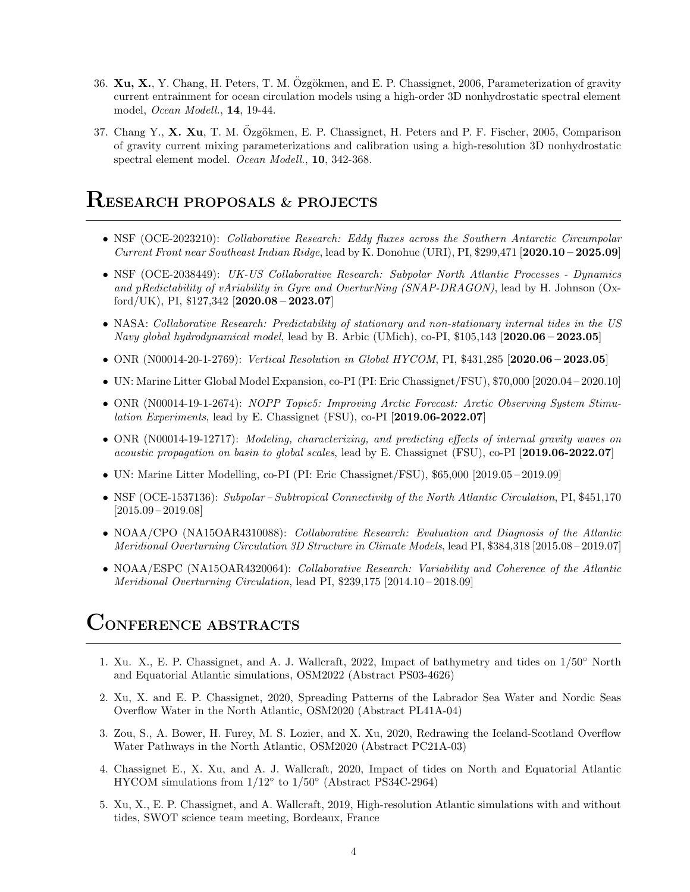36. **Xu, X.**, Y. Chang, H. Peters, T. M. Özgökmen, and E. P. Chassignet, 2006, Parameterization of gravity current entrainment for ocean circulation models using a high-order 3D nonhydrostatic spectral element model, *Ocean Modell.*, **14**, 19-44.

37. Chang Y., **X. Xu**, T. M. Özgökmen, E. P. Chassignet, H. Peters and P. F. Fischer, 2005, Comparison of gravity current mixing parameterizations and calibration using a high-resolution 3D nonhydrostatic spectral element model. *Ocean Modell.*, **10**, 342-368.

# Research proposals & projects

- NSF (OCE-2023210): *Collaborative Research: Eddy fluxes across the Southern Antarctic Circumpolar Current Front near Southeast Indian Ridge*, lead by K. Donohue (URI), PI, $299,471 [**2020.10 – 2025.09**]
- NSF (OCE-2038449): *UK-US Collaborative Research: Subpolar North Atlantic Processes - Dynamics and pRedictability of vAriability in Gyre and OverturNing (SNAP-DRAGON)*, lead by H. Johnson (Oxford/UK), PI, $127,342 [**2020.08 – 2023.07**]
- NASA: *Collaborative Research: Predictability of stationary and non-stationary internal tides in the US Navy global hydrodynamical model*, lead by B. Arbic (UMich), co-PI, $105,143 [**2020.06 – 2023.05**]
- ONR (N00014-20-1-2769): *Vertical Resolution in Global HYCOM*, PI, $431,285 [**2020.06 – 2023.05**]
- UN: Marine Litter Global Model Expansion, co-PI (PI: Eric Chassignet/FSU), $70,000 [2020.04 – 2020.10]
- ONR (N00014-19-1-2674): *NOPP Topic5: Improving Arctic Forecast: Arctic Observing System Stimulation Experiments*, lead by E. Chassignet (FSU), co-PI [**2019.06-2022.07**]
- ONR (N00014-19-12717): *Modeling, characterizing, and predicting effects of internal gravity waves on acoustic propagation on basin to global scales*, lead by E. Chassignet (FSU), co-PI [**2019.06-2022.07**]
- UN: Marine Litter Modelling, co-PI (PI: Eric Chassignet/FSU), $65,000 [2019.05 – 2019.09]
- NSF (OCE-1537136): *Subpolar – Subtropical Connectivity of the North Atlantic Circulation*, PI, $451,170 [2015.09 – 2019.08]
- NOAA/CPO (NA15OAR4310088): *Collaborative Research: Evaluation and Diagnosis of the Atlantic Meridional Overturning Circulation 3D Structure in Climate Models*, lead PI, $384,318 [2015.08 – 2019.07]
- NOAA/ESPC (NA15OAR4320064): *Collaborative Research: Variability and Coherence of the Atlantic Meridional Overturning Circulation*, lead PI, $239,175 [2014.10 – 2018.09]

# Conference abstracts

1. Xu. X., E. P. Chassignet, and A. J. Wallcraft, 2022, Impact of bathymetry and tides on $1/50°$ North and Equatorial Atlantic simulations, OSM2022 (Abstract PS03-4626)

2. Xu, X. and E. P. Chassignet, 2020, Spreading Patterns of the Labrador Sea Water and Nordic Seas Overflow Water in the North Atlantic, OSM2020 (Abstract PL41A-04)

3. Zou, S., A. Bower, H. Furey, M. S. Lozier, and X. Xu, 2020, Redrawing the Iceland-Scotland Overflow Water Pathways in the North Atlantic, OSM2020 (Abstract PC21A-03)

4. Chassignet E., X. Xu, and A. J. Wallcraft, 2020, Impact of tides on North and Equatorial Atlantic HYCOM simulations from $1/12°$ to $1/50°$ (Abstract PS34C-2964)

5. Xu, X., E. P. Chassignet, and A. Wallcraft, 2019, High-resolution Atlantic simulations with and without tides, SWOT science team meeting, Bordeaux, France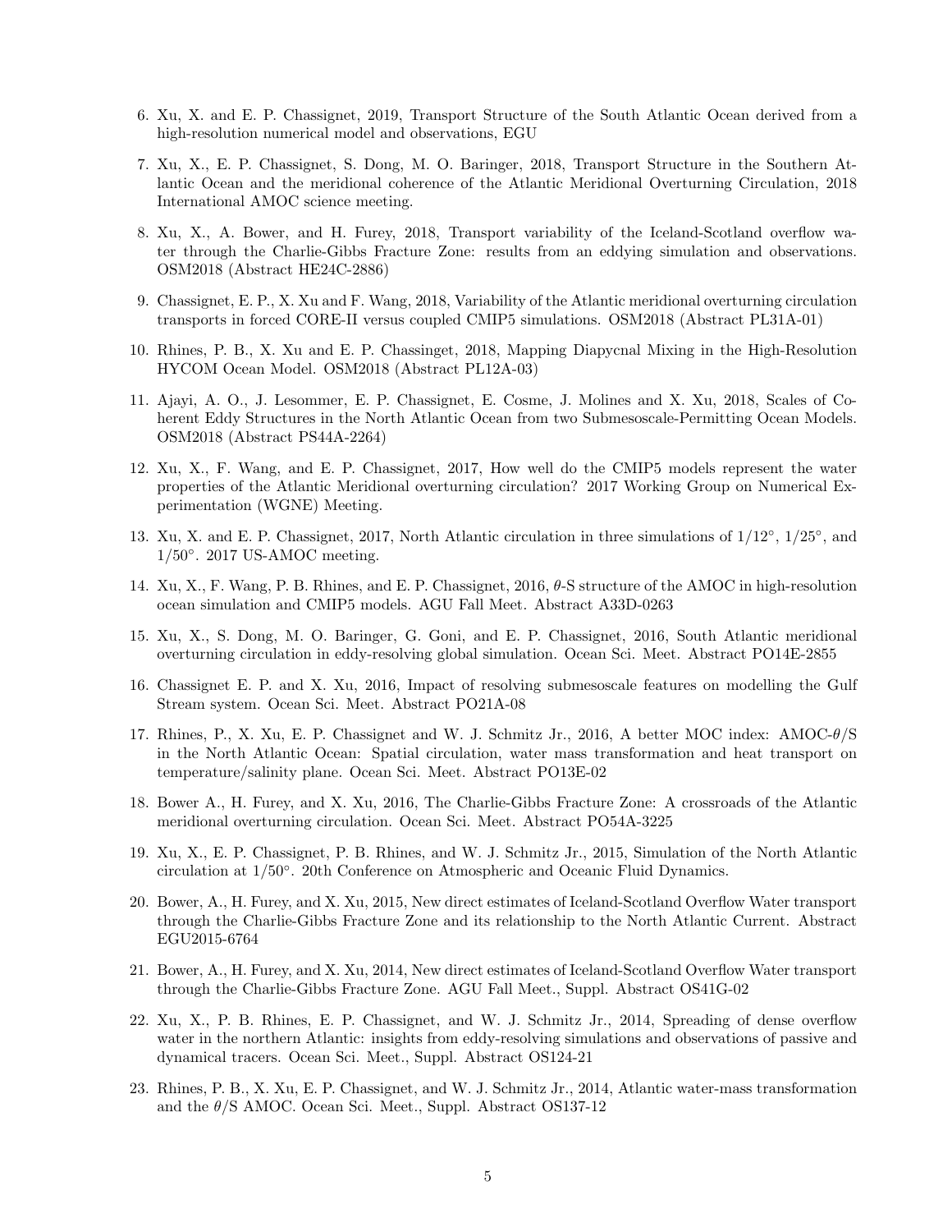6. Xu, X. and E. P. Chassignet, 2019, Transport Structure of the South Atlantic Ocean derived from a high-resolution numerical model and observations, EGU

7. Xu, X., E. P. Chassignet, S. Dong, M. O. Baringer, 2018, Transport Structure in the Southern Atlantic Ocean and the meridional coherence of the Atlantic Meridional Overturning Circulation, 2018 International AMOC science meeting.

8. Xu, X., A. Bower, and H. Furey, 2018, Transport variability of the Iceland-Scotland overflow water through the Charlie-Gibbs Fracture Zone: results from an eddying simulation and observations. OSM2018 (Abstract HE24C-2886)

9. Chassignet, E. P., X. Xu and F. Wang, 2018, Variability of the Atlantic meridional overturning circulation transports in forced CORE-II versus coupled CMIP5 simulations. OSM2018 (Abstract PL31A-01)

10. Rhines, P. B., X. Xu and E. P. Chassinget, 2018, Mapping Diapycnal Mixing in the High-Resolution HYCOM Ocean Model. OSM2018 (Abstract PL12A-03)

11. Ajayi, A. O., J. Lesommer, E. P. Chassignet, E. Cosme, J. Molines and X. Xu, 2018, Scales of Coherent Eddy Structures in the North Atlantic Ocean from two Submesoscale-Permitting Ocean Models. OSM2018 (Abstract PS44A-2264)

12. Xu, X., F. Wang, and E. P. Chassignet, 2017, How well do the CMIP5 models represent the water properties of the Atlantic Meridional overturning circulation? 2017 Working Group on Numerical Experimentation (WGNE) Meeting.

13. Xu, X. and E. P. Chassignet, 2017, North Atlantic circulation in three simulations of $1/12°$, $1/25°$, and $1/50°$. 2017 US-AMOC meeting.

14. Xu, X., F. Wang, P. B. Rhines, and E. P. Chassignet, 2016, $\theta$-S structure of the AMOC in high-resolution ocean simulation and CMIP5 models. AGU Fall Meet. Abstract A33D-0263

15. Xu, X., S. Dong, M. O. Baringer, G. Goni, and E. P. Chassignet, 2016, South Atlantic meridional overturning circulation in eddy-resolving global simulation. Ocean Sci. Meet. Abstract PO14E-2855

16. Chassignet E. P. and X. Xu, 2016, Impact of resolving submesoscale features on modelling the Gulf Stream system. Ocean Sci. Meet. Abstract PO21A-08

17. Rhines, P., X. Xu, E. P. Chassignet and W. J. Schmitz Jr., 2016, A better MOC index: AMOC-$\theta$/S in the North Atlantic Ocean: Spatial circulation, water mass transformation and heat transport on temperature/salinity plane. Ocean Sci. Meet. Abstract PO13E-02

18. Bower A., H. Furey, and X. Xu, 2016, The Charlie-Gibbs Fracture Zone: A crossroads of the Atlantic meridional overturning circulation. Ocean Sci. Meet. Abstract PO54A-3225

19. Xu, X., E. P. Chassignet, P. B. Rhines, and W. J. Schmitz Jr., 2015, Simulation of the North Atlantic circulation at $1/50°$. 20th Conference on Atmospheric and Oceanic Fluid Dynamics.

20. Bower, A., H. Furey, and X. Xu, 2015, New direct estimates of Iceland-Scotland Overflow Water transport through the Charlie-Gibbs Fracture Zone and its relationship to the North Atlantic Current. Abstract EGU2015-6764

21. Bower, A., H. Furey, and X. Xu, 2014, New direct estimates of Iceland-Scotland Overflow Water transport through the Charlie-Gibbs Fracture Zone. AGU Fall Meet., Suppl. Abstract OS41G-02

22. Xu, X., P. B. Rhines, E. P. Chassignet, and W. J. Schmitz Jr., 2014, Spreading of dense overflow water in the northern Atlantic: insights from eddy-resolving simulations and observations of passive and dynamical tracers. Ocean Sci. Meet., Suppl. Abstract OS124-21

23. Rhines, P. B., X. Xu, E. P. Chassignet, and W. J. Schmitz Jr., 2014, Atlantic water-mass transformation and the $\theta$/S AMOC. Ocean Sci. Meet., Suppl. Abstract OS137-12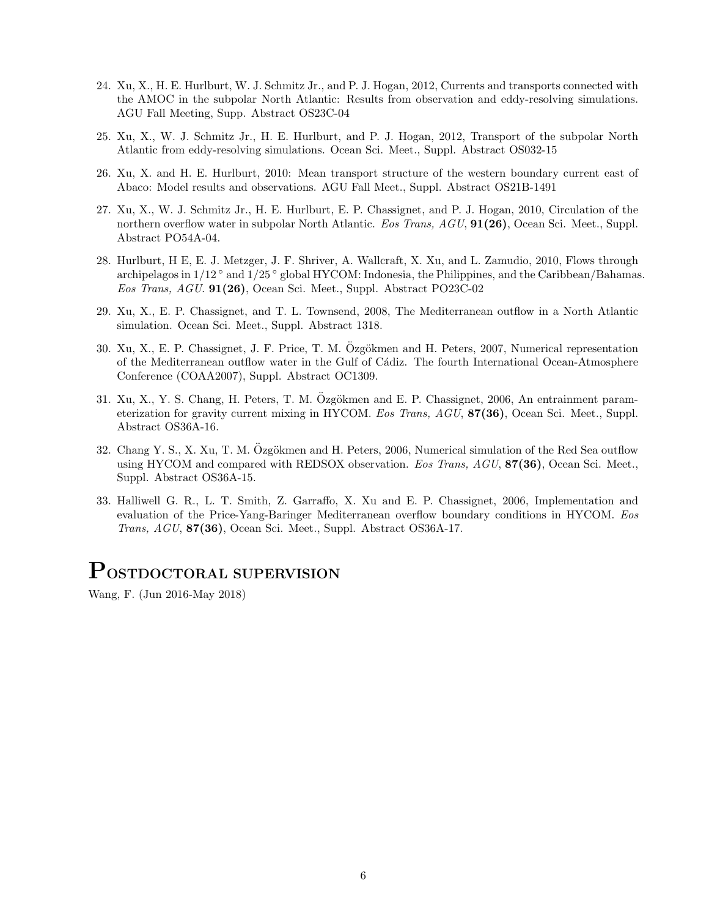24. Xu, X., H. E. Hurlburt, W. J. Schmitz Jr., and P. J. Hogan, 2012, Currents and transports connected with the AMOC in the subpolar North Atlantic: Results from observation and eddy-resolving simulations. AGU Fall Meeting, Supp. Abstract OS23C-04

25. Xu, X., W. J. Schmitz Jr., H. E. Hurlburt, and P. J. Hogan, 2012, Transport of the subpolar North Atlantic from eddy-resolving simulations. Ocean Sci. Meet., Suppl. Abstract OS032-15

26. Xu, X. and H. E. Hurlburt, 2010: Mean transport structure of the western boundary current east of Abaco: Model results and observations. AGU Fall Meet., Suppl. Abstract OS21B-1491

27. Xu, X., W. J. Schmitz Jr., H. E. Hurlburt, E. P. Chassignet, and P. J. Hogan, 2010, Circulation of the northern overflow water in subpolar North Atlantic. *Eos Trans, AGU*, **91(26)**, Ocean Sci. Meet., Suppl. Abstract PO54A-04.

28. Hurlburt, H E, E. J. Metzger, J. F. Shriver, A. Wallcraft, X. Xu, and L. Zamudio, 2010, Flows through archipelagos in $1/12^\circ$ and $1/25^\circ$ global HYCOM: Indonesia, the Philippines, and the Caribbean/Bahamas. *Eos Trans, AGU*. **91(26)**, Ocean Sci. Meet., Suppl. Abstract PO23C-02

29. Xu, X., E. P. Chassignet, and T. L. Townsend, 2008, The Mediterranean outflow in a North Atlantic simulation. Ocean Sci. Meet., Suppl. Abstract 1318.

30. Xu, X., E. P. Chassignet, J. F. Price, T. M. Özgökmen and H. Peters, 2007, Numerical representation of the Mediterranean outflow water in the Gulf of Cádiz. The fourth International Ocean-Atmosphere Conference (COAA2007), Suppl. Abstract OC1309.

31. Xu, X., Y. S. Chang, H. Peters, T. M. Özgökmen and E. P. Chassignet, 2006, An entrainment parameterization for gravity current mixing in HYCOM. *Eos Trans, AGU*, **87(36)**, Ocean Sci. Meet., Suppl. Abstract OS36A-16.

32. Chang Y. S., X. Xu, T. M. Özgökmen and H. Peters, 2006, Numerical simulation of the Red Sea outflow using HYCOM and compared with REDSOX observation. *Eos Trans, AGU*, **87(36)**, Ocean Sci. Meet., Suppl. Abstract OS36A-15.

33. Halliwell G. R., L. T. Smith, Z. Garraffo, X. Xu and E. P. Chassignet, 2006, Implementation and evaluation of the Price-Yang-Baringer Mediterranean overflow boundary conditions in HYCOM. *Eos Trans, AGU*, **87(36)**, Ocean Sci. Meet., Suppl. Abstract OS36A-17.

# Postdoctoral supervision

Wang, F. (Jun 2016-May 2018)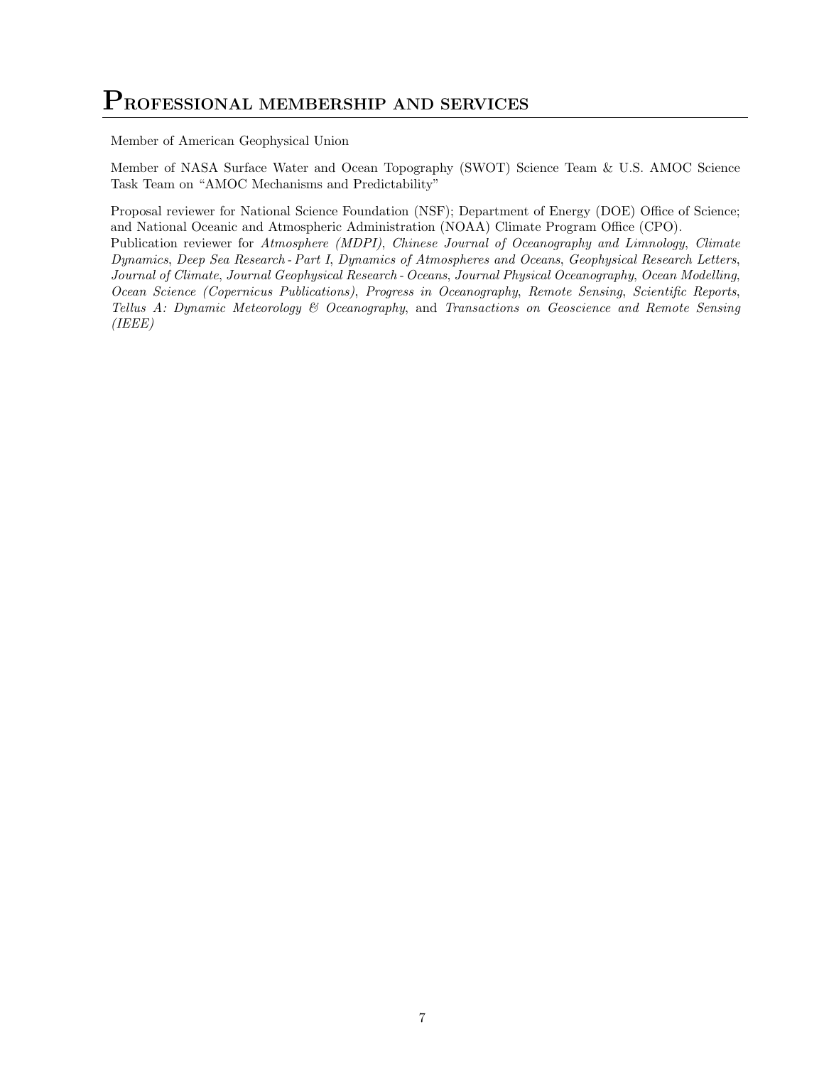# Professional membership and services

Member of American Geophysical Union

Member of NASA Surface Water and Ocean Topography (SWOT) Science Team & U.S. AMOC Science Task Team on "AMOC Mechanisms and Predictability"

Proposal reviewer for National Science Foundation (NSF); Department of Energy (DOE) Office of Science; and National Oceanic and Atmospheric Administration (NOAA) Climate Program Office (CPO).
Publication reviewer for *Atmosphere (MDPI)*, *Chinese Journal of Oceanography and Limnology*, *Climate Dynamics*, *Deep Sea Research - Part I*, *Dynamics of Atmospheres and Oceans*, *Geophysical Research Letters*, *Journal of Climate*, *Journal Geophysical Research - Oceans*, *Journal Physical Oceanography*, *Ocean Modelling*, *Ocean Science (Copernicus Publications)*, *Progress in Oceanography*, *Remote Sensing*, *Scientific Reports*, *Tellus A: Dynamic Meteorology & Oceanography*, and *Transactions on Geoscience and Remote Sensing (IEEE)*